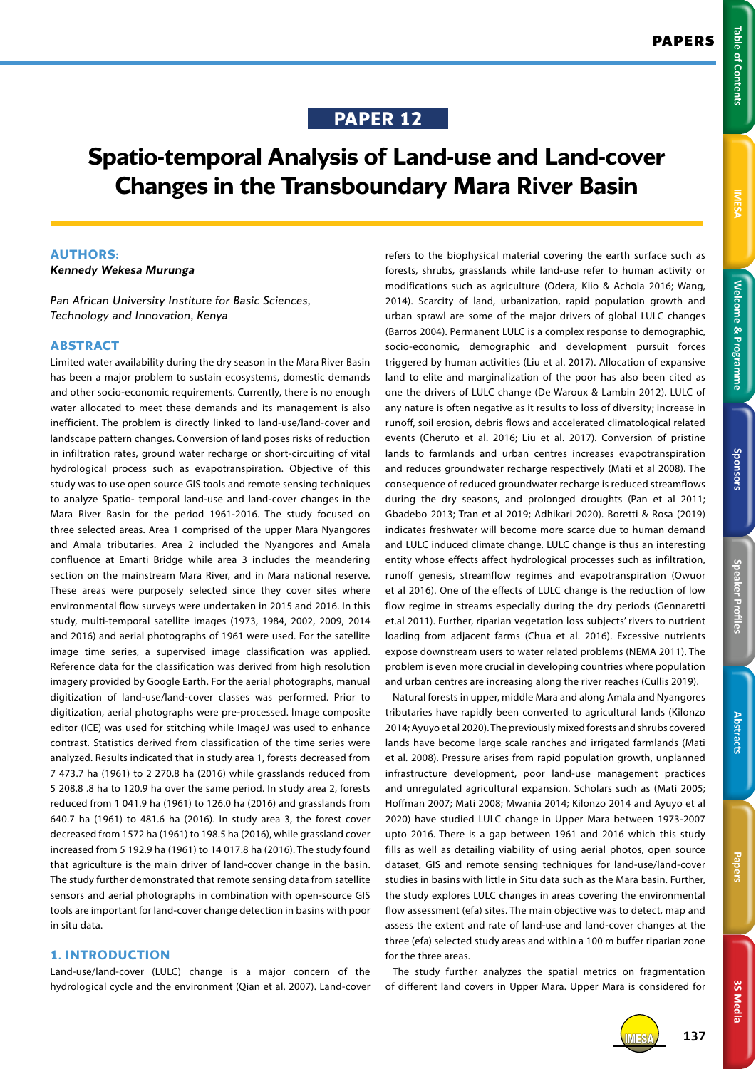PAPER 12

# Spatio-temporal Analysis of Land-use and Land-cover Changes in the Transboundary Mara River Basin

## AUTHORS:

***Kennedy Wekesa Murunga***

*Pan African University Institute for Basic Sciences, Technology and Innovation, Kenya*

## ABSTRACT

Limited water availability during the dry season in the Mara River Basin has been a major problem to sustain ecosystems, domestic demands and other socio-economic requirements. Currently, there is no enough water allocated to meet these demands and its management is also inefficient. The problem is directly linked to land-use/land-cover and landscape pattern changes. Conversion of land poses risks of reduction in infiltration rates, ground water recharge or short-circuiting of vital hydrological process such as evapotranspiration. Objective of this study was to use open source GIS tools and remote sensing techniques to analyze Spatio- temporal land-use and land-cover changes in the Mara River Basin for the period 1961-2016. The study focused on three selected areas. Area 1 comprised of the upper Mara Nyangores and Amala tributaries. Area 2 included the Nyangores and Amala confluence at Emarti Bridge while area 3 includes the meandering section on the mainstream Mara River, and in Mara national reserve. These areas were purposely selected since they cover sites where environmental flow surveys were undertaken in 2015 and 2016. In this study, multi-temporal satellite images (1973, 1984, 2002, 2009, 2014 and 2016) and aerial photographs of 1961 were used. For the satellite image time series, a supervised image classification was applied. Reference data for the classification was derived from high resolution imagery provided by Google Earth. For the aerial photographs, manual digitization of land-use/land-cover classes was performed. Prior to digitization, aerial photographs were pre-processed. Image composite editor (ICE) was used for stitching while ImageJ was used to enhance contrast. Statistics derived from classification of the time series were analyzed. Results indicated that in study area 1, forests decreased from 7 473.7 ha (1961) to 2 270.8 ha (2016) while grasslands reduced from 5 208.8 .8 ha to 120.9 ha over the same period. In study area 2, forests reduced from 1 041.9 ha (1961) to 126.0 ha (2016) and grasslands from 640.7 ha (1961) to 481.6 ha (2016). In study area 3, the forest cover decreased from 1572 ha (1961) to 198.5 ha (2016), while grassland cover increased from 5 192.9 ha (1961) to 14 017.8 ha (2016). The study found that agriculture is the main driver of land-cover change in the basin. The study further demonstrated that remote sensing data from satellite sensors and aerial photographs in combination with open-source GIS tools are important for land-cover change detection in basins with poor in situ data.

## 1. INTRODUCTION

Land-use/land-cover (LULC) change is a major concern of the hydrological cycle and the environment (Qian et al. 2007). Land-cover refers to the biophysical material covering the earth surface such as forests, shrubs, grasslands while land-use refer to human activity or modifications such as agriculture (Odera, Kiio & Achola 2016; Wang, 2014). Scarcity of land, urbanization, rapid population growth and urban sprawl are some of the major drivers of global LULC changes (Barros 2004). Permanent LULC is a complex response to demographic, socio-economic, demographic and development pursuit forces triggered by human activities (Liu et al. 2017). Allocation of expansive land to elite and marginalization of the poor has also been cited as one the drivers of LULC change (De Waroux & Lambin 2012). LULC of any nature is often negative as it results to loss of diversity; increase in runoff, soil erosion, debris flows and accelerated climatological related events (Cheruto et al. 2016; Liu et al. 2017). Conversion of pristine lands to farmlands and urban centres increases evapotranspiration and reduces groundwater recharge respectively (Mati et al 2008). The consequence of reduced groundwater recharge is reduced streamflows during the dry seasons, and prolonged droughts (Pan et al 2011; Gbadebo 2013; Tran et al 2019; Adhikari 2020). Boretti & Rosa (2019) indicates freshwater will become more scarce due to human demand and LULC induced climate change. LULC change is thus an interesting entity whose effects affect hydrological processes such as infiltration, runoff genesis, streamflow regimes and evapotranspiration (Owuor et al 2016). One of the effects of LULC change is the reduction of low flow regime in streams especially during the dry periods (Gennaretti et.al 2011). Further, riparian vegetation loss subjects' rivers to nutrient loading from adjacent farms (Chua et al. 2016). Excessive nutrients expose downstream users to water related problems (NEMA 2011). The problem is even more crucial in developing countries where population and urban centres are increasing along the river reaches (Cullis 2019).

Natural forests in upper, middle Mara and along Amala and Nyangores tributaries have rapidly been converted to agricultural lands (Kilonzo 2014; Ayuyo et al 2020). The previously mixed forests and shrubs covered lands have become large scale ranches and irrigated farmlands (Mati et al. 2008). Pressure arises from rapid population growth, unplanned infrastructure development, poor land-use management practices and unregulated agricultural expansion. Scholars such as (Mati 2005; Hoffman 2007; Mati 2008; Mwania 2014; Kilonzo 2014 and Ayuyo et al 2020) have studied LULC change in Upper Mara between 1973-2007 upto 2016. There is a gap between 1961 and 2016 which this study fills as well as detailing viability of using aerial photos, open source dataset, GIS and remote sensing techniques for land-use/land-cover studies in basins with little in Situ data such as the Mara basin. Further, the study explores LULC changes in areas covering the environmental flow assessment (efa) sites. The main objective was to detect, map and assess the extent and rate of land-use and land-cover changes at the three (efa) selected study areas and within a 100 m buffer riparian zone for the three areas.

The study further analyzes the spatial metrics on fragmentation of different land covers in Upper Mara. Upper Mara is considered for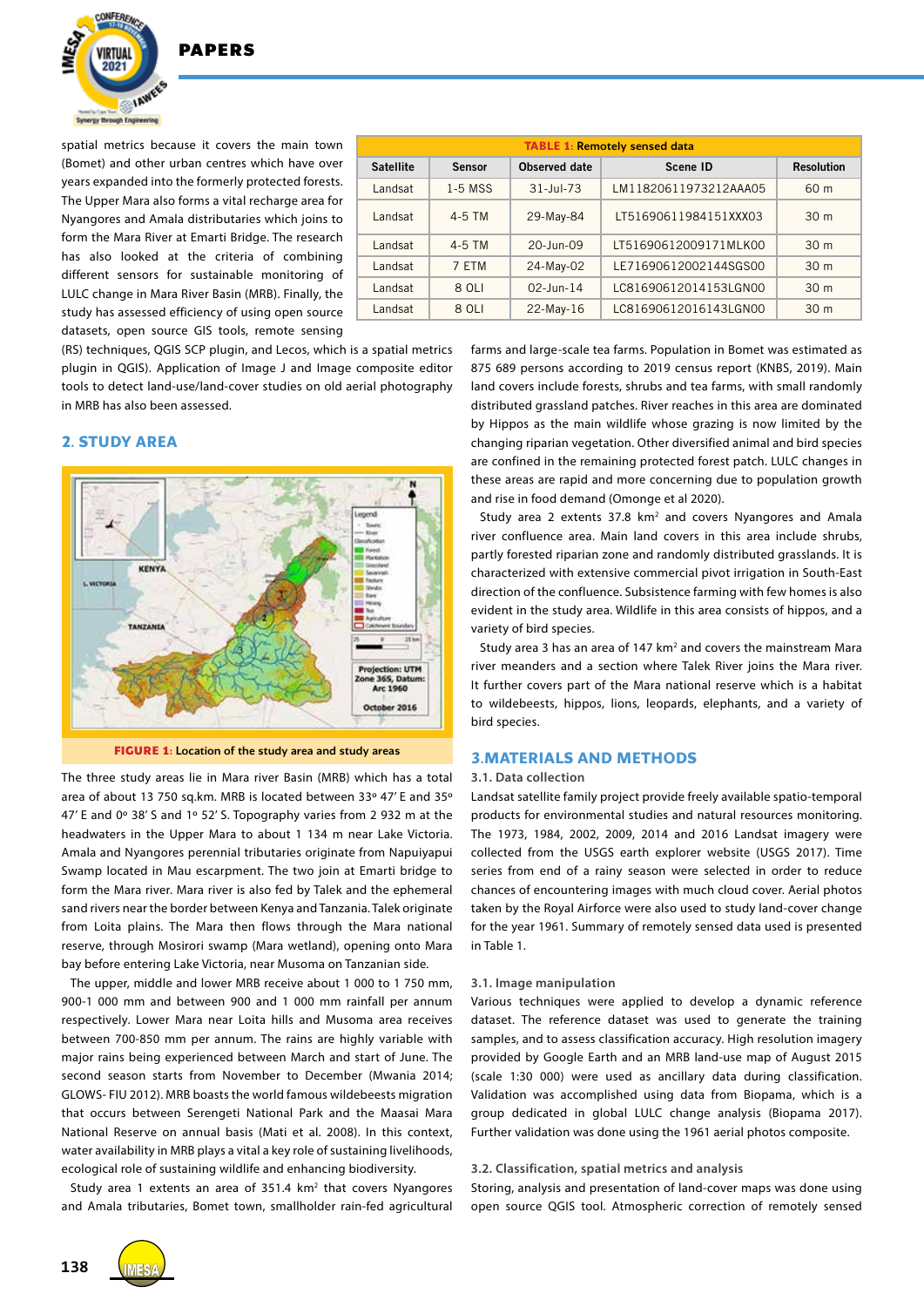spatial metrics because it covers the main town (Bomet) and other urban centres which have over years expanded into the formerly protected forests. The Upper Mara also forms a vital recharge area for Nyangores and Amala distributaries which joins to form the Mara River at Emarti Bridge. The research has also looked at the criteria of combining different sensors for sustainable monitoring of LULC change in Mara River Basin (MRB). Finally, the study has assessed efficiency of using open source datasets, open source GIS tools, remote sensing (RS) techniques, QGIS SCP plugin, and Lecos, which is a spatial metrics plugin in QGIS). Application of Image J and Image composite editor tools to detect land-use/land-cover studies on old aerial photography in MRB has also been assessed.

**TABLE 1:** Remotely sensed data

| Satellite | Sensor | Observed date | Scene ID | Resolution |
|---|---|---|---|---|
| Landsat | 1-5 MSS | 31-Jul-73 | LM11820611973212AAA05 | 60 m |
| Landsat | 4-5 TM | 29-May-84 | LT51690611984151XXX03 | 30 m |
| Landsat | 4-5 TM | 20-Jun-09 | LT51690612009171MLK00 | 30 m |
| Landsat | 7 ETM | 24-May-02 | LE71690612002144SGS00 | 30 m |
| Landsat | 8 OLI | 02-Jun-14 | LC81690612014153LGN00 | 30 m |
| Landsat | 8 OLI | 22-May-16 | LC81690612016143LGN00 | 30 m |

## 2. STUDY AREA

**FIGURE 1:** Location of the study area and study areas

The three study areas lie in Mara river Basin (MRB) which has a total area of about 13 750 sq.km. MRB is located between 33º 47′ E and 35º 47′ E and 0º 38′ S and 1º 52′ S. Topography varies from 2 932 m at the headwaters in the Upper Mara to about 1 134 m near Lake Victoria. Amala and Nyangores perennial tributaries originate from Napuiyapui Swamp located in Mau escarpment. The two join at Emarti bridge to form the Mara river. Mara river is also fed by Talek and the ephemeral sand rivers near the border between Kenya and Tanzania. Talek originate from Loita plains. The Mara then flows through the Mara national reserve, through Mosirori swamp (Mara wetland), opening onto Mara bay before entering Lake Victoria, near Musoma on Tanzanian side.

The upper, middle and lower MRB receive about 1 000 to 1 750 mm, 900-1 000 mm and between 900 and 1 000 mm rainfall per annum respectively. Lower Mara near Loita hills and Musoma area receives between 700-850 mm per annum. The rains are highly variable with major rains being experienced between March and start of June. The second season starts from November to December (Mwania 2014; GLOWS- FIU 2012). MRB boasts the world famous wildebeests migration that occurs between Serengeti National Park and the Maasai Mara National Reserve on annual basis (Mati et al. 2008). In this context, water availability in MRB plays a vital a key role of sustaining livelihoods, ecological role of sustaining wildlife and enhancing biodiversity.

Study area 1 extents an area of 351.4 km² that covers Nyangores and Amala tributaries, Bomet town, smallholder rain-fed agricultural farms and large-scale tea farms. Population in Bomet was estimated as 875 689 persons according to 2019 census report (KNBS, 2019). Main land covers include forests, shrubs and tea farms, with small randomly distributed grassland patches. River reaches in this area are dominated by Hippos as the main wildlife whose grazing is now limited by the changing riparian vegetation. Other diversified animal and bird species are confined in the remaining protected forest patch. LULC changes in these areas are rapid and more concerning due to population growth and rise in food demand (Omonge et al 2020).

Study area 2 extents 37.8 km² and covers Nyangores and Amala river confluence area. Main land covers in this area include shrubs, partly forested riparian zone and randomly distributed grasslands. It is characterized with extensive commercial pivot irrigation in South-East direction of the confluence. Subsistence farming with few homes is also evident in the study area. Wildlife in this area consists of hippos, and a variety of bird species.

Study area 3 has an area of 147 km² and covers the mainstream Mara river meanders and a section where Talek River joins the Mara river. It further covers part of the Mara national reserve which is a habitat to wildebeests, hippos, lions, leopards, elephants, and a variety of bird species.

## 3. MATERIALS AND METHODS

### 3.1. Data collection

Landsat satellite family project provide freely available spatio-temporal products for environmental studies and natural resources monitoring. The 1973, 1984, 2002, 2009, 2014 and 2016 Landsat imagery were collected from the USGS earth explorer website (USGS 2017). Time series from end of a rainy season were selected in order to reduce chances of encountering images with much cloud cover. Aerial photos taken by the Royal Airforce were also used to study land-cover change for the year 1961. Summary of remotely sensed data used is presented in Table 1.

### 3.1. Image manipulation

Various techniques were applied to develop a dynamic reference dataset. The reference dataset was used to generate the training samples, and to assess classification accuracy. High resolution imagery provided by Google Earth and an MRB land-use map of August 2015 (scale 1:30 000) were used as ancillary data during classification. Validation was accomplished using data from Biopama, which is a group dedicated in global LULC change analysis (Biopama 2017). Further validation was done using the 1961 aerial photos composite.

### 3.2. Classification, spatial metrics and analysis

Storing, analysis and presentation of land-cover maps was done using open source QGIS tool. Atmospheric correction of remotely sensed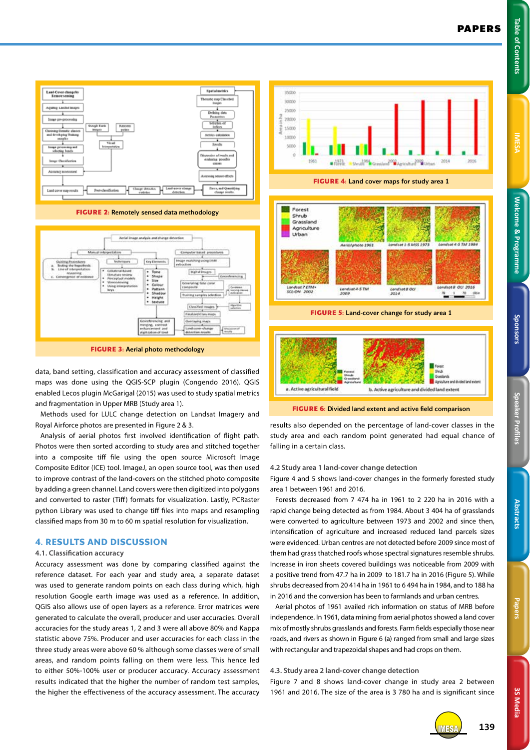FIGURE 2: Remotely sensed data methodology

FIGURE 3: Aerial photo methodology

data, band setting, classification and accuracy assessment of classified maps was done using the QGIS-SCP plugin (Congendo 2016). QGIS enabled Lecos plugin McGarigal (2015) was used to study spatial metrics and fragmentation in Upper MRB (Study area 1).

Methods used for LULC change detection on Landsat Imagery and Royal Airforce photos are presented in Figure 2 & 3.

Analysis of aerial photos first involved identification of flight path. Photos were then sorted according to study area and stitched together into a composite tiff file using the open source Microsoft Image Composite Editor (ICE) tool. ImageJ, an open source tool, was then used to improve contrast of the land-covers on the stitched photo composite by adding a green channel. Land covers were then digitized into polygons and converted to raster (Tiff) formats for visualization. Lastly, PCRaster python Library was used to change tiff files into maps and resampling classified maps from 30 m to 60 m spatial resolution for visualization.

## 4. RESULTS AND DISCUSSION

### 4.1. Classification accuracy

Accuracy assessment was done by comparing classified against the reference dataset. For each year and study area, a separate dataset was used to generate random points on each class during which, high resolution Google earth image was used as a reference. In addition, QGIS also allows use of open layers as a reference. Error matrices were generated to calculate the overall, producer and user accuracies. Overall accuracies for the study areas 1, 2 and 3 were all above 80% and Kappa statistic above 75%. Producer and user accuracies for each class in the three study areas were above 60 % although some classes were of small areas, and random points falling on them were less. This hence led to either 50%-100% user or producer accuracy. Accuracy assessment results indicated that the higher the number of random test samples, the higher the effectiveness of the accuracy assessment. The accuracy results also depended on the percentage of land-cover classes in the study area and each random point generated had equal chance of falling in a certain class.

FIGURE 4: Land cover maps for study area 1

FIGURE 5: Land-cover change for study area 1

FIGURE 6: Divided land extent and active field comparison

### 4.2 Study area 1 land-cover change detection

Figure 4 and 5 shows land-cover changes in the formerly forested study area 1 between 1961 and 2016.

Forests decreased from 7 474 ha in 1961 to 2 220 ha in 2016 with a rapid change being detected as from 1984. About 3 404 ha of grasslands were converted to agriculture between 1973 and 2002 and since then, intensification of agriculture and increased reduced land parcels sizes were evidenced. Urban centres are not detected before 2009 since most of them had grass thatched roofs whose spectral signatures resemble shrubs. Increase in iron sheets covered buildings was noticeable from 2009 with a positive trend from 47.7 ha in 2009 to 181.7 ha in 2016 (Figure 5). While shrubs decreased from 20 414 ha in 1961 to 6 494 ha in 1984, and to 188 ha in 2016 and the conversion has been to farmlands and urban centres.

Aerial photos of 1961 available rich information on status of MRB before independence. In 1961, data mining from aerial photos showed a land cover mix of mostly shrubs grasslands and forests. Farm fields especially those near roads, and rivers as shown in Figure 6 (a) ranged from small and large sizes with rectangular and trapezoidal shapes and had crops on them.

### 4.3. Study area 2 land-cover change detection

Figure 7 and 8 shows land-cover change in study area 2 between 1961 and 2016. The size of the area is 3 780 ha and is significant since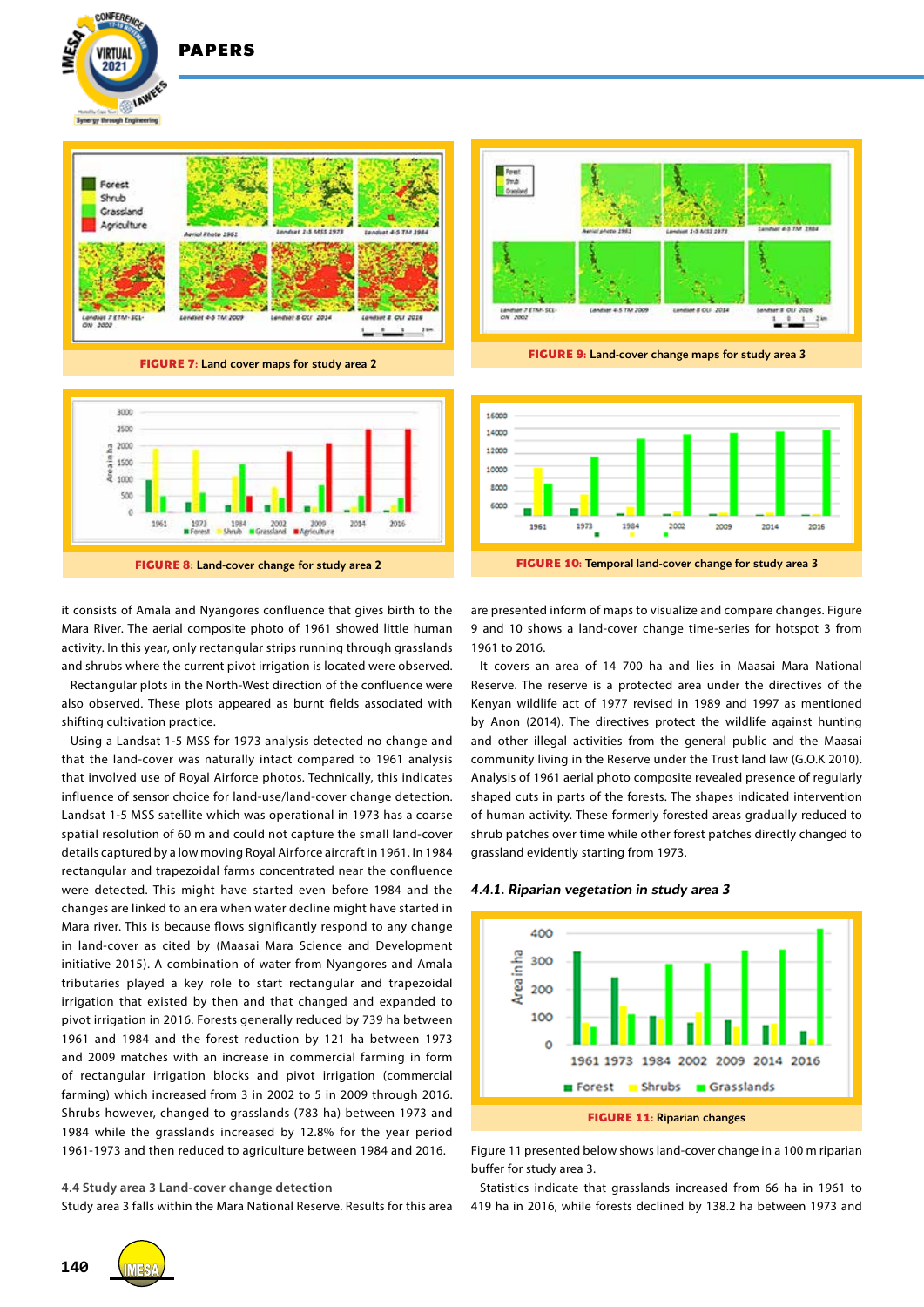FIGURE 7: Land cover maps for study area 2

FIGURE 9: Land-cover change maps for study area 3

FIGURE 8: Land-cover change for study area 2

FIGURE 10: Temporal land-cover change for study area 3

it consists of Amala and Nyangores confluence that gives birth to the Mara River. The aerial composite photo of 1961 showed little human activity. In this year, only rectangular strips running through grasslands and shrubs where the current pivot irrigation is located were observed.

Rectangular plots in the North-West direction of the confluence were also observed. These plots appeared as burnt fields associated with shifting cultivation practice.

Using a Landsat 1-5 MSS for 1973 analysis detected no change and that the land-cover was naturally intact compared to 1961 analysis that involved use of Royal Airforce photos. Technically, this indicates influence of sensor choice for land-use/land-cover change detection. Landsat 1-5 MSS satellite which was operational in 1973 has a coarse spatial resolution of 60 m and could not capture the small land-cover details captured by a low moving Royal Airforce aircraft in 1961. In 1984 rectangular and trapezoidal farms concentrated near the confluence were detected. This might have started even before 1984 and the changes are linked to an era when water decline might have started in Mara river. This is because flows significantly respond to any change in land-cover as cited by (Maasai Mara Science and Development initiative 2015). A combination of water from Nyangores and Amala tributaries played a key role to start rectangular and trapezoidal irrigation that existed by then and that changed and expanded to pivot irrigation in 2016. Forests generally reduced by 739 ha between 1961 and 1984 and the forest reduction by 121 ha between 1973 and 2009 matches with an increase in commercial farming in form of rectangular irrigation blocks and pivot irrigation (commercial farming) which increased from 3 in 2002 to 5 in 2009 through 2016. Shrubs however, changed to grasslands (783 ha) between 1973 and 1984 while the grasslands increased by 12.8% for the year period 1961-1973 and then reduced to agriculture between 1984 and 2016.

### 4.4 Study area 3 Land-cover change detection

Study area 3 falls within the Mara National Reserve. Results for this area are presented inform of maps to visualize and compare changes. Figure 9 and 10 shows a land-cover change time-series for hotspot 3 from 1961 to 2016.

It covers an area of 14 700 ha and lies in Maasai Mara National Reserve. The reserve is a protected area under the directives of the Kenyan wildlife act of 1977 revised in 1989 and 1997 as mentioned by Anon (2014). The directives protect the wildlife against hunting and other illegal activities from the general public and the Maasai community living in the Reserve under the Trust land law (G.O.K 2010). Analysis of 1961 aerial photo composite revealed presence of regularly shaped cuts in parts of the forests. The shapes indicated intervention of human activity. These formerly forested areas gradually reduced to shrub patches over time while other forest patches directly changed to grassland evidently starting from 1973.

#### *4.4.1. Riparian vegetation in study area 3*

FIGURE 11: Riparian changes

Figure 11 presented below shows land-cover change in a 100 m riparian buffer for study area 3.

Statistics indicate that grasslands increased from 66 ha in 1961 to 419 ha in 2016, while forests declined by 138.2 ha between 1973 and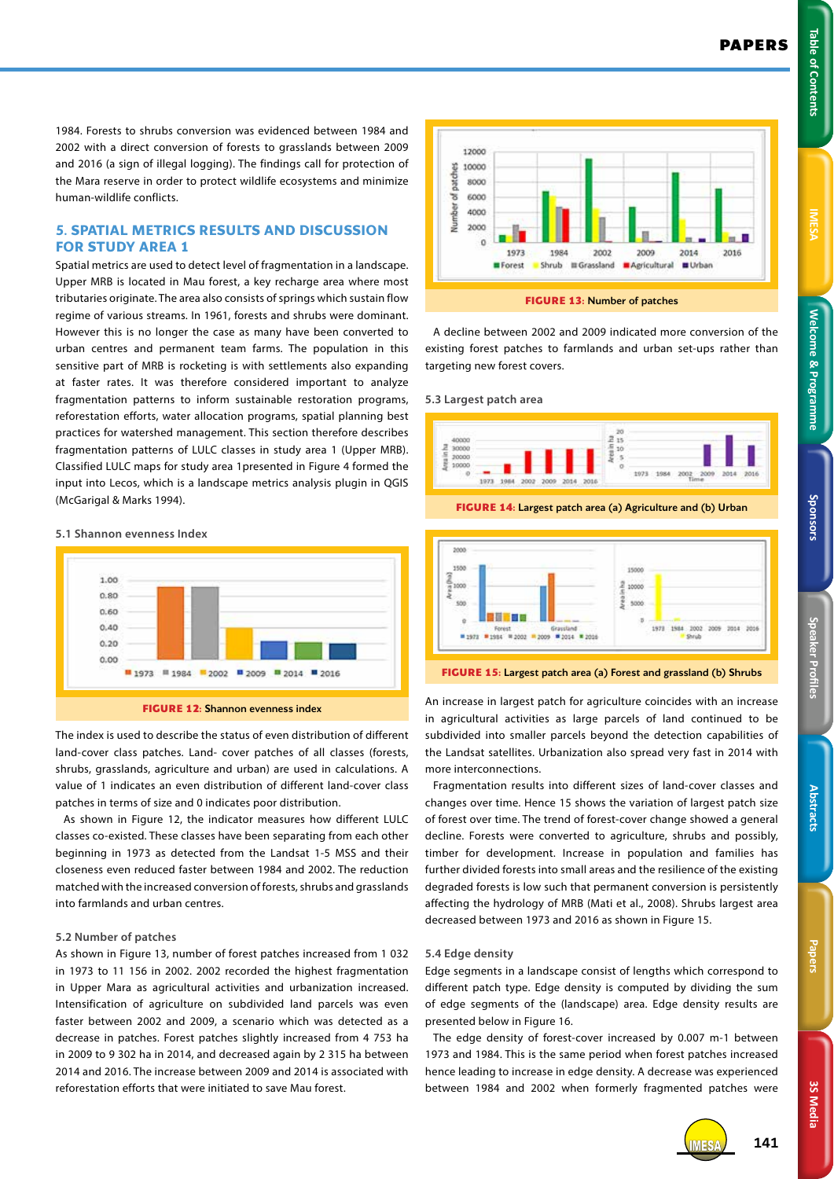1984. Forests to shrubs conversion was evidenced between 1984 and 2002 with a direct conversion of forests to grasslands between 2009 and 2016 (a sign of illegal logging). The findings call for protection of the Mara reserve in order to protect wildlife ecosystems and minimize human-wildlife conflicts.

## 5. SPATIAL METRICS RESULTS AND DISCUSSION FOR STUDY AREA 1

Spatial metrics are used to detect level of fragmentation in a landscape. Upper MRB is located in Mau forest, a key recharge area where most tributaries originate. The area also consists of springs which sustain flow regime of various streams. In 1961, forests and shrubs were dominant. However this is no longer the case as many have been converted to urban centres and permanent team farms. The population in this sensitive part of MRB is rocketing is with settlements also expanding at faster rates. It was therefore considered important to analyze fragmentation patterns to inform sustainable restoration programs, reforestation efforts, water allocation programs, spatial planning best practices for watershed management. This section therefore describes fragmentation patterns of LULC classes in study area 1 (Upper MRB). Classified LULC maps for study area 1presented in Figure 4 formed the input into Lecos, which is a landscape metrics analysis plugin in QGIS (McGarigal & Marks 1994).

### 5.1 Shannon evenness Index

**FIGURE 12:** Shannon evenness index

The index is used to describe the status of even distribution of different land-cover class patches. Land- cover patches of all classes (forests, shrubs, grasslands, agriculture and urban) are used in calculations. A value of 1 indicates an even distribution of different land-cover class patches in terms of size and 0 indicates poor distribution.

As shown in Figure 12, the indicator measures how different LULC classes co-existed. These classes have been separating from each other beginning in 1973 as detected from the Landsat 1-5 MSS and their closeness even reduced faster between 1984 and 2002. The reduction matched with the increased conversion of forests, shrubs and grasslands into farmlands and urban centres.

### 5.2 Number of patches

As shown in Figure 13, number of forest patches increased from 1 032 in 1973 to 11 156 in 2002. 2002 recorded the highest fragmentation in Upper Mara as agricultural activities and urbanization increased. Intensification of agriculture on subdivided land parcels was even faster between 2002 and 2009, a scenario which was detected as a decrease in patches. Forest patches slightly increased from 4 753 ha in 2009 to 9 302 ha in 2014, and decreased again by 2 315 ha between 2014 and 2016. The increase between 2009 and 2014 is associated with reforestation efforts that were initiated to save Mau forest.

**FIGURE 13:** Number of patches

A decline between 2002 and 2009 indicated more conversion of the existing forest patches to farmlands and urban set-ups rather than targeting new forest covers.

### 5.3 Largest patch area

**FIGURE 14:** Largest patch area (a) Agriculture and (b) Urban

**FIGURE 15:** Largest patch area (a) Forest and grassland (b) Shrubs

An increase in largest patch for agriculture coincides with an increase in agricultural activities as large parcels of land continued to be subdivided into smaller parcels beyond the detection capabilities of the Landsat satellites. Urbanization also spread very fast in 2014 with more interconnections.

Fragmentation results into different sizes of land-cover classes and changes over time. Hence 15 shows the variation of largest patch size of forest over time. The trend of forest-cover change showed a general decline. Forests were converted to agriculture, shrubs and possibly, timber for development. Increase in population and families has further divided forests into small areas and the resilience of the existing degraded forests is low such that permanent conversion is persistently affecting the hydrology of MRB (Mati et al., 2008). Shrubs largest area decreased between 1973 and 2016 as shown in Figure 15.

### 5.4 Edge density

Edge segments in a landscape consist of lengths which correspond to different patch type. Edge density is computed by dividing the sum of edge segments of the (landscape) area. Edge density results are presented below in Figure 16.

The edge density of forest-cover increased by 0.007 m-1 between 1973 and 1984. This is the same period when forest patches increased hence leading to increase in edge density. A decrease was experienced between 1984 and 2002 when formerly fragmented patches were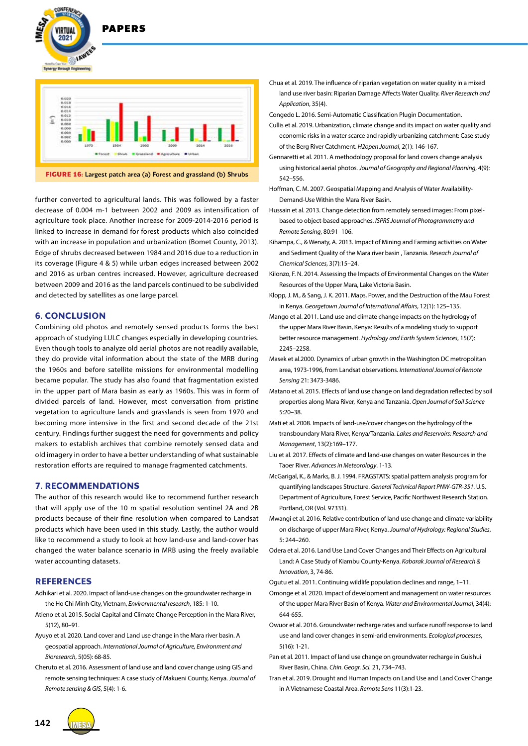**FIGURE 16:** Largest patch area (a) Forest and grassland (b) Shrubs

further converted to agricultural lands. This was followed by a faster decrease of 0.004 m-1 between 2002 and 2009 as intensification of agriculture took place. Another increase for 2009-2014-2016 period is linked to increase in demand for forest products which also coincided with an increase in population and urbanization (Bomet County, 2013). Edge of shrubs decreased between 1984 and 2016 due to a reduction in its coverage (Figure 4 & 5) while urban edges increased between 2002 and 2016 as urban centres increased. However, agriculture decreased between 2009 and 2016 as the land parcels continued to be subdivided and detected by satellites as one large parcel.

## 6. CONCLUSION

Combining old photos and remotely sensed products forms the best approach of studying LULC changes especially in developing countries. Even though tools to analyze old aerial photos are not readily available, they do provide vital information about the state of the MRB during the 1960s and before satellite missions for environmental modelling became popular. The study has also found that fragmentation existed in the upper part of Mara basin as early as 1960s. This was in form of divided parcels of land. However, most conversation from pristine vegetation to agriculture lands and grasslands is seen from 1970 and becoming more intensive in the first and second decade of the 21st century. Findings further suggest the need for governments and policy makers to establish archives that combine remotely sensed data and old imagery in order to have a better understanding of what sustainable restoration efforts are required to manage fragmented catchments.

## 7. RECOMMENDATIONS

The author of this research would like to recommend further research that will apply use of the 10 m spatial resolution sentinel 2A and 2B products because of their fine resolution when compared to Landsat products which have been used in this study. Lastly, the author would like to recommend a study to look at how land-use and land-cover has changed the water balance scenario in MRB using the freely available water accounting datasets.

## REFERENCES

Adhikari et al. 2020. Impact of land-use changes on the groundwater recharge in the Ho Chi Minh City, Vietnam, *Environmental research*, 185: 1-10.

Atieno et al. 2015. Social Capital and Climate Change Perception in the Mara River, 5(12), 80–91.

Ayuyo et al. 2020. Land cover and Land use change in the Mara river basin. A geospatial approach. *International Journal of Agriculture, Environment and Bioresearch*, 5(05): 68-85.

Cheruto et al. 2016. Assessment of land use and land cover change using GIS and remote sensing techniques: A case study of Makueni County, Kenya. *Journal of Remote sensing & GIS*, 5(4): 1-6.

Chua et al. 2019. The influence of riparian vegetation on water quality in a mixed land use river basin: Riparian Damage Affects Water Quality. *River Research and Application*, 35(4).

Congedo L. 2016. Semi-Automatic Classification Plugin Documentation.

Cullis et al. 2019. Urbanization, climate change and its impact on water quality and economic risks in a water scarce and rapidly urbanizing catchment: Case study of the Berg River Catchment. *H2open Journal*, 2(1): 146-167.

Gennaretti et al. 2011. A methodology proposal for land covers change analysis using historical aerial photos. *Journal of Geography and Regional Planning*, 4(9): 542–556.

Hoffman, C. M. 2007. Geospatial Mapping and Analysis of Water Availability-Demand-Use Within the Mara River Basin.

Hussain et al. 2013. Change detection from remotely sensed images: From pixel-based to object-based approaches. *ISPRS Journal of Photogrammetry and Remote Sensing*, 80:91–106.

Kihampa, C., & Wenaty, A. 2013. Impact of Mining and Farming activities on Water and Sediment Quality of the Mara river basin , Tanzania. *Reseach Journal of Chemical Sciences*, 3(7):15–24.

Kilonzo, F. N. 2014. Assessing the Impacts of Environmental Changes on the Water Resources of the Upper Mara, Lake Victoria Basin.

Klopp, J. M., & Sang, J. K. 2011. Maps, Power, and the Destruction of the Mau Forest in Kenya. *Georgetown Journal of International Affairs*, 12(1): 125–135.

Mango et al. 2011. Land use and climate change impacts on the hydrology of the upper Mara River Basin, Kenya: Results of a modeling study to support better resource management. *Hydrology and Earth System Sciences*, 15(7): 2245–2258.

Masek et al.2000. Dynamics of urban growth in the Washington DC metropolitan area, 1973-1996, from Landsat observations. *International Journal of Remote Sensing* 21: 3473-3486.

Matano et al. 2015. Effects of land use change on land degradation reflected by soil properties along Mara River, Kenya and Tanzania. *Open Journal of Soil Science* 5:20–38.

Mati et al. 2008. Impacts of land-use/cover changes on the hydrology of the transboundary Mara River, Kenya/Tanzania. *Lakes and Reservoirs: Research and Management*, 13(2):169–177.

Liu et al. 2017. Effects of climate and land-use changes on water Resources in the Taoer River. *Advances in Meteorology*. 1-13.

McGarigal, K., & Marks, B. J. 1994. FRAGSTATS: spatial pattern analysis program for quantifying landscapes Structure. *General Technical Report PNW-GTR-351*. U.S. Department of Agriculture, Forest Service, Pacific Northwest Research Station. Portland, OR (Vol. 97331).

Mwangi et al. 2016. Relative contribution of land use change and climate variability on discharge of upper Mara River, Kenya. *Journal of Hydrology: Regional Studies*, 5: 244–260.

Odera et al. 2016. Land Use Land Cover Changes and Their Effects on Agricultural Land: A Case Study of Kiambu County-Kenya. *Kabarak Journal of Research & Innovation*, 3, 74-86.

Ogutu et al. 2011. Continuing wildlife population declines and range, 1–11.

Omonge et al. 2020. Impact of development and management on water resources of the upper Mara River Basin of Kenya. *Water and Environmental Journal*, 34(4): 644-655.

Owuor et al. 2016. Groundwater recharge rates and surface runoff response to land use and land cover changes in semi-arid environments. *Ecological processes*, 5(16): 1-21.

Pan et al. 2011. Impact of land use change on groundwater recharge in Guishui River Basin, China. *Chin. Geogr. Sci.* 21, 734–743.

Tran et al. 2019. Drought and Human Impacts on Land Use and Land Cover Change in A Vietnamese Coastal Area. *Remote Sens* 11(3):1-23.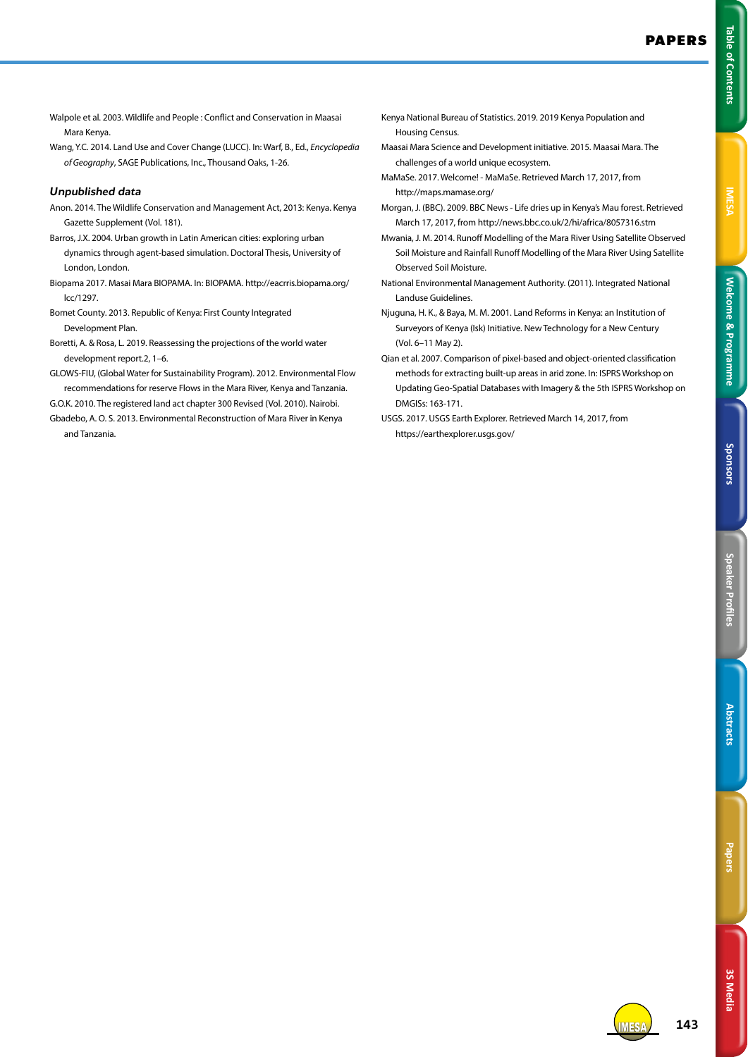Walpole et al. 2003. Wildlife and People : Conflict and Conservation in Maasai Mara Kenya.

Wang, Y.C. 2014. Land Use and Cover Change (LUCC). In: Warf, B., Ed., *Encyclopedia of Geography*, SAGE Publications, Inc., Thousand Oaks, 1-26.

### *Unpublished data*

Anon. 2014. The Wildlife Conservation and Management Act, 2013: Kenya. Kenya Gazette Supplement (Vol. 181).

Barros, J.X. 2004. Urban growth in Latin American cities: exploring urban dynamics through agent-based simulation. Doctoral Thesis, University of London, London.

Biopama 2017. Masai Mara BIOPAMA. In: BIOPAMA. http://eacrris.biopama.org/lcc/1297.

Bomet County. 2013. Republic of Kenya: First County Integrated Development Plan.

Boretti, A. & Rosa, L. 2019. Reassessing the projections of the world water development report.2, 1–6.

GLOWS-FIU, (Global Water for Sustainability Program). 2012. Environmental Flow recommendations for reserve Flows in the Mara River, Kenya and Tanzania.

G.O.K. 2010. The registered land act chapter 300 Revised (Vol. 2010). Nairobi.

Gbadebo, A. O. S. 2013. Environmental Reconstruction of Mara River in Kenya and Tanzania.

Kenya National Bureau of Statistics. 2019. 2019 Kenya Population and Housing Census.

Maasai Mara Science and Development initiative. 2015. Maasai Mara. The challenges of a world unique ecosystem.

MaMaSe. 2017. Welcome! - MaMaSe. Retrieved March 17, 2017, from http://maps.mamase.org/

Morgan, J. (BBC). 2009. BBC News - Life dries up in Kenya's Mau forest. Retrieved March 17, 2017, from http://news.bbc.co.uk/2/hi/africa/8057316.stm

Mwania, J. M. 2014. Runoff Modelling of the Mara River Using Satellite Observed Soil Moisture and Rainfall Runoff Modelling of the Mara River Using Satellite Observed Soil Moisture.

National Environmental Management Authority. (2011). Integrated National Landuse Guidelines.

Njuguna, H. K., & Baya, M. M. 2001. Land Reforms in Kenya: an Institution of Surveyors of Kenya (Isk) Initiative. New Technology for a New Century (Vol. 6–11 May 2).

Qian et al. 2007. Comparison of pixel-based and object-oriented classification methods for extracting built-up areas in arid zone. In: ISPRS Workshop on Updating Geo-Spatial Databases with Imagery & the 5th ISPRS Workshop on DMGISs: 163-171.

USGS. 2017. USGS Earth Explorer. Retrieved March 14, 2017, from https://earthexplorer.usgs.gov/